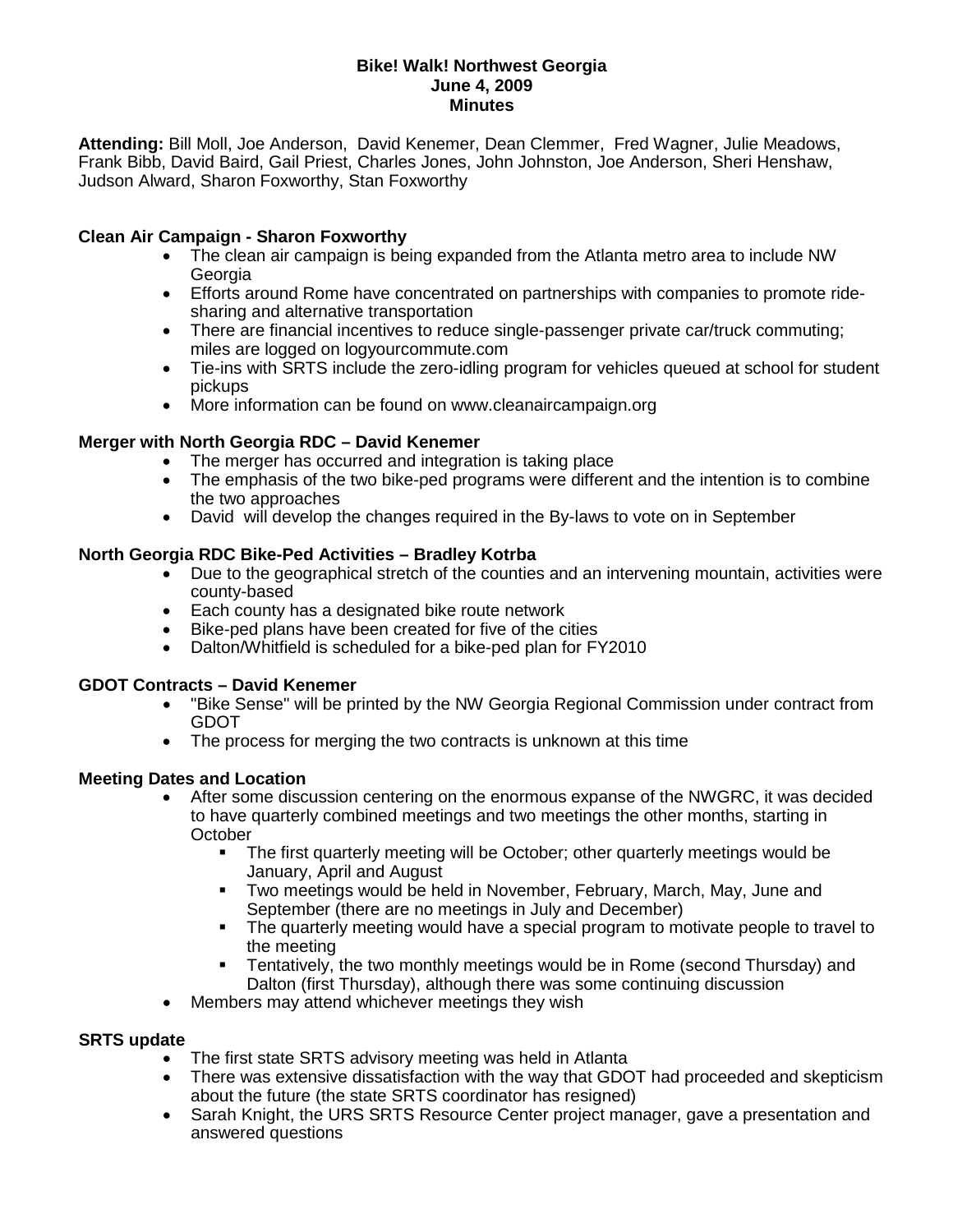**Bike! Walk! Northwest Georgia**
**June 4, 2009**
**Minutes**

**Attending:** Bill Moll, Joe Anderson, David Kenemer, Dean Clemmer, Fred Wagner, Julie Meadows, Frank Bibb, David Baird, Gail Priest, Charles Jones, John Johnston, Joe Anderson, Sheri Henshaw, Judson Alward, Sharon Foxworthy, Stan Foxworthy

### Clean Air Campaign - Sharon Foxworthy

- The clean air campaign is being expanded from the Atlanta metro area to include NW Georgia
- Efforts around Rome have concentrated on partnerships with companies to promote ride-sharing and alternative transportation
- There are financial incentives to reduce single-passenger private car/truck commuting; miles are logged on logyourcommute.com
- Tie-ins with SRTS include the zero-idling program for vehicles queued at school for student pickups
- More information can be found on www.cleanaircampaign.org

### Merger with North Georgia RDC – David Kenemer

- The merger has occurred and integration is taking place
- The emphasis of the two bike-ped programs were different and the intention is to combine the two approaches
- David will develop the changes required in the By-laws to vote on in September

### North Georgia RDC Bike-Ped Activities – Bradley Kotrba

- Due to the geographical stretch of the counties and an intervening mountain, activities were county-based
- Each county has a designated bike route network
- Bike-ped plans have been created for five of the cities
- Dalton/Whitfield is scheduled for a bike-ped plan for FY2010

### GDOT Contracts – David Kenemer

- "Bike Sense" will be printed by the NW Georgia Regional Commission under contract from GDOT
- The process for merging the two contracts is unknown at this time

### Meeting Dates and Location

- After some discussion centering on the enormous expanse of the NWGRC, it was decided to have quarterly combined meetings and two meetings the other months, starting in October
  - The first quarterly meeting will be October; other quarterly meetings would be January, April and August
  - Two meetings would be held in November, February, March, May, June and September (there are no meetings in July and December)
  - The quarterly meeting would have a special program to motivate people to travel to the meeting
  - Tentatively, the two monthly meetings would be in Rome (second Thursday) and Dalton (first Thursday), although there was some continuing discussion
- Members may attend whichever meetings they wish

### SRTS update

- The first state SRTS advisory meeting was held in Atlanta
- There was extensive dissatisfaction with the way that GDOT had proceeded and skepticism about the future (the state SRTS coordinator has resigned)
- Sarah Knight, the URS SRTS Resource Center project manager, gave a presentation and answered questions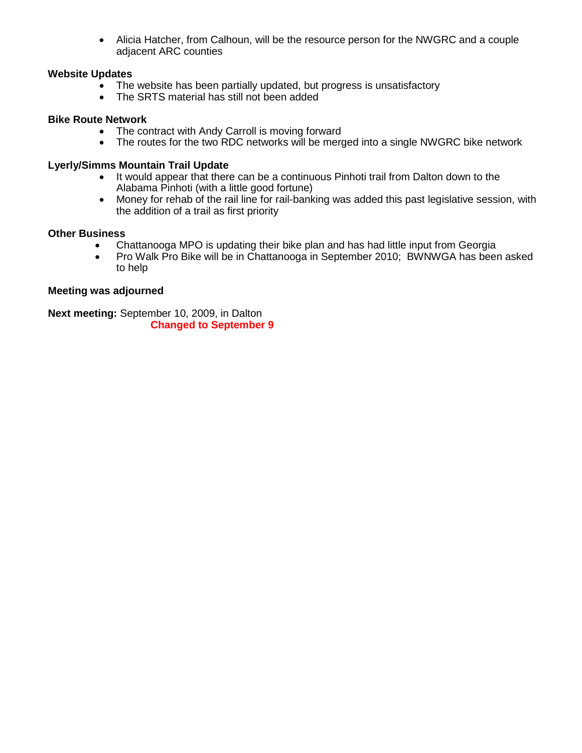- Alicia Hatcher, from Calhoun, will be the resource person for the NWGRC and a couple adjacent ARC counties

**Website Updates**

- The website has been partially updated, but progress is unsatisfactory
- The SRTS material has still not been added

**Bike Route Network**

- The contract with Andy Carroll is moving forward
- The routes for the two RDC networks will be merged into a single NWGRC bike network

**Lyerly/Simms Mountain Trail Update**

- It would appear that there can be a continuous Pinhoti trail from Dalton down to the Alabama Pinhoti (with a little good fortune)
- Money for rehab of the rail line for rail-banking was added this past legislative session, with the addition of a trail as first priority

**Other Business**

- Chattanooga MPO is updating their bike plan and has had little input from Georgia
- Pro Walk Pro Bike will be in Chattanooga in September 2010; BWNWGA has been asked to help

**Meeting was adjourned**

**Next meeting:** September 10, 2009, in Dalton
**Changed to September 9**